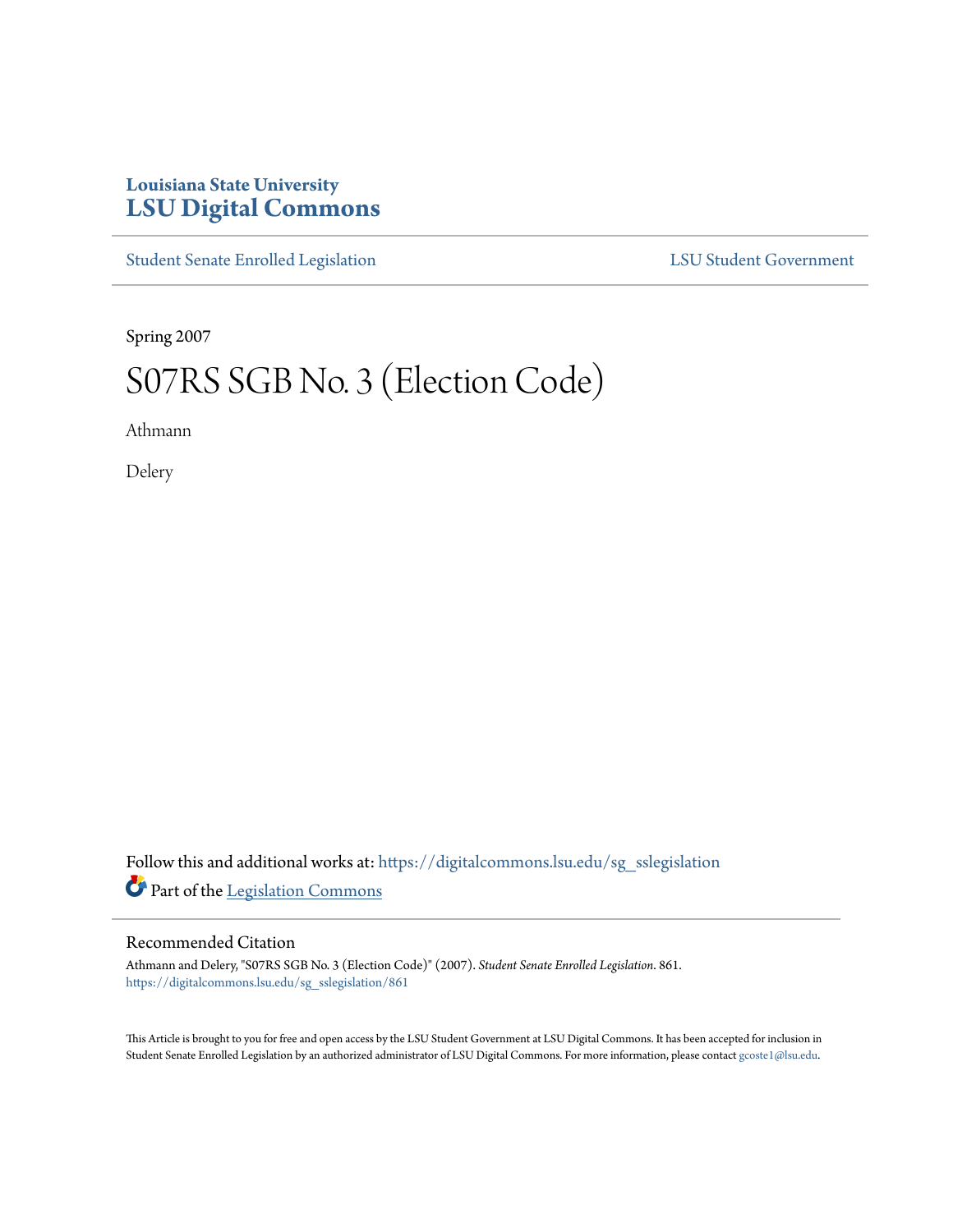Louisiana State University
**LSU Digital Commons**

Student Senate Enrolled Legislation | LSU Student Government

Spring 2007

# S07RS SGB No. 3 (Election Code)

Athmann

Delery

Follow this and additional works at: https://digitalcommons.lsu.edu/sg_sslegislation

Part of the Legislation Commons

## Recommended Citation

Athmann and Delery, "S07RS SGB No. 3 (Election Code)" (2007). *Student Senate Enrolled Legislation*. 861.
https://digitalcommons.lsu.edu/sg_sslegislation/861

This Article is brought to you for free and open access by the LSU Student Government at LSU Digital Commons. It has been accepted for inclusion in Student Senate Enrolled Legislation by an authorized administrator of LSU Digital Commons. For more information, please contact gcoste1@lsu.edu.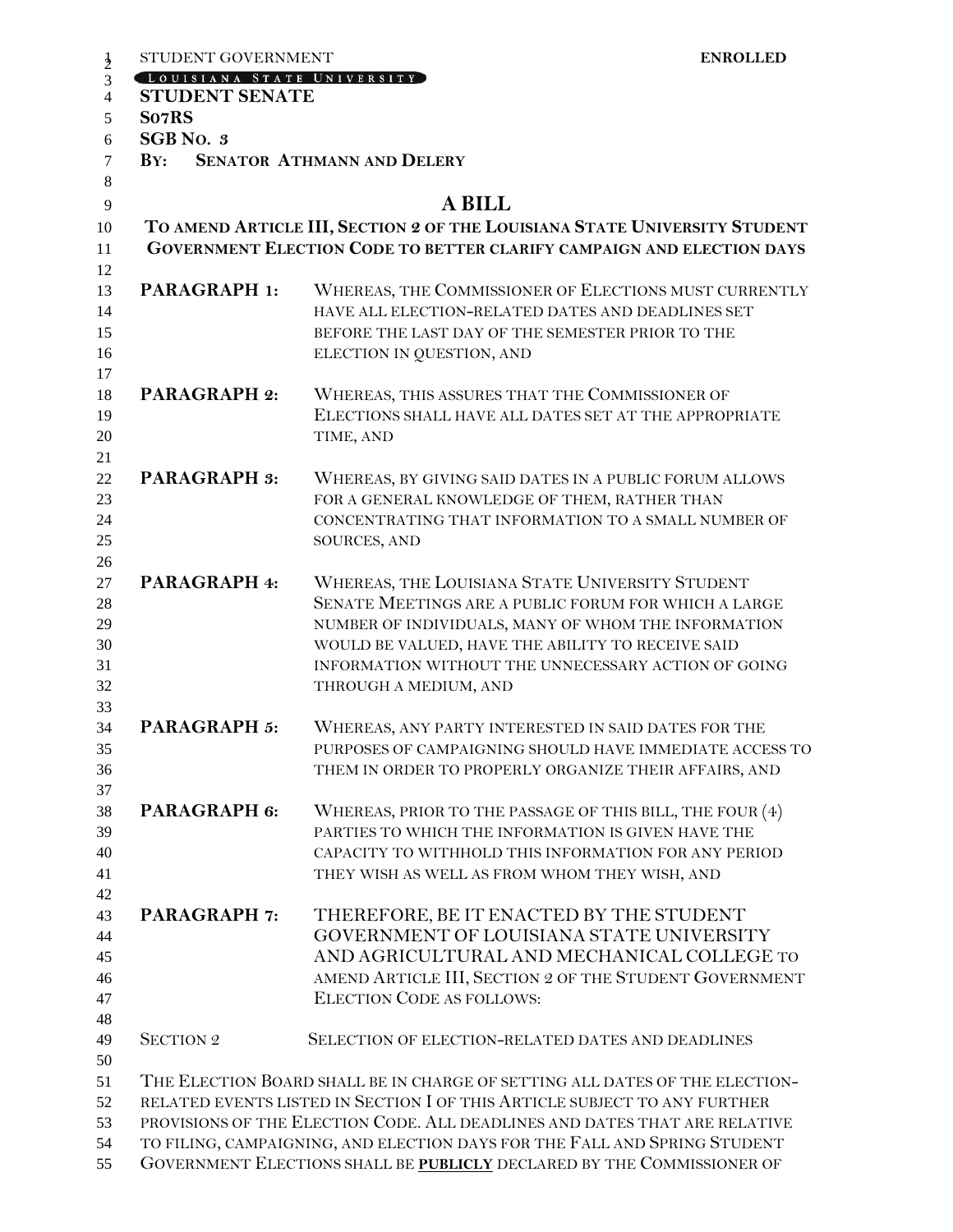STUDENT GOVERNMENT **ENROLLED**

LOUISIANA STATE UNIVERSITY

**STUDENT SENATE**

**S07RS**

**SGB NO. 3**

**BY: SENATOR ATHMANN AND DELERY**

# A BILL

**TO AMEND ARTICLE III, SECTION 2 OF THE LOUISIANA STATE UNIVERSITY STUDENT GOVERNMENT ELECTION CODE TO BETTER CLARIFY CAMPAIGN AND ELECTION DAYS**

**PARAGRAPH 1:** WHEREAS, THE COMMISSIONER OF ELECTIONS MUST CURRENTLY HAVE ALL ELECTION-RELATED DATES AND DEADLINES SET BEFORE THE LAST DAY OF THE SEMESTER PRIOR TO THE ELECTION IN QUESTION, AND

**PARAGRAPH 2:** WHEREAS, THIS ASSURES THAT THE COMMISSIONER OF ELECTIONS SHALL HAVE ALL DATES SET AT THE APPROPRIATE TIME, AND

**PARAGRAPH 3:** WHEREAS, BY GIVING SAID DATES IN A PUBLIC FORUM ALLOWS FOR A GENERAL KNOWLEDGE OF THEM, RATHER THAN CONCENTRATING THAT INFORMATION TO A SMALL NUMBER OF SOURCES, AND

**PARAGRAPH 4:** WHEREAS, THE LOUISIANA STATE UNIVERSITY STUDENT SENATE MEETINGS ARE A PUBLIC FORUM FOR WHICH A LARGE NUMBER OF INDIVIDUALS, MANY OF WHOM THE INFORMATION WOULD BE VALUED, HAVE THE ABILITY TO RECEIVE SAID INFORMATION WITHOUT THE UNNECESSARY ACTION OF GOING THROUGH A MEDIUM, AND

**PARAGRAPH 5:** WHEREAS, ANY PARTY INTERESTED IN SAID DATES FOR THE PURPOSES OF CAMPAIGNING SHOULD HAVE IMMEDIATE ACCESS TO THEM IN ORDER TO PROPERLY ORGANIZE THEIR AFFAIRS, AND

**PARAGRAPH 6:** WHEREAS, PRIOR TO THE PASSAGE OF THIS BILL, THE FOUR (4) PARTIES TO WHICH THE INFORMATION IS GIVEN HAVE THE CAPACITY TO WITHHOLD THIS INFORMATION FOR ANY PERIOD THEY WISH AS WELL AS FROM WHOM THEY WISH, AND

**PARAGRAPH 7:** THEREFORE, BE IT ENACTED BY THE STUDENT GOVERNMENT OF LOUISIANA STATE UNIVERSITY AND AGRICULTURAL AND MECHANICAL COLLEGE TO AMEND ARTICLE III, SECTION 2 OF THE STUDENT GOVERNMENT ELECTION CODE AS FOLLOWS:

SECTION 2 SELECTION OF ELECTION-RELATED DATES AND DEADLINES

THE ELECTION BOARD SHALL BE IN CHARGE OF SETTING ALL DATES OF THE ELECTION-RELATED EVENTS LISTED IN SECTION I OF THIS ARTICLE SUBJECT TO ANY FURTHER PROVISIONS OF THE ELECTION CODE. ALL DEADLINES AND DATES THAT ARE RELATIVE TO FILING, CAMPAIGNING, AND ELECTION DAYS FOR THE FALL AND SPRING STUDENT GOVERNMENT ELECTIONS SHALL BE **PUBLICLY** DECLARED BY THE COMMISSIONER OF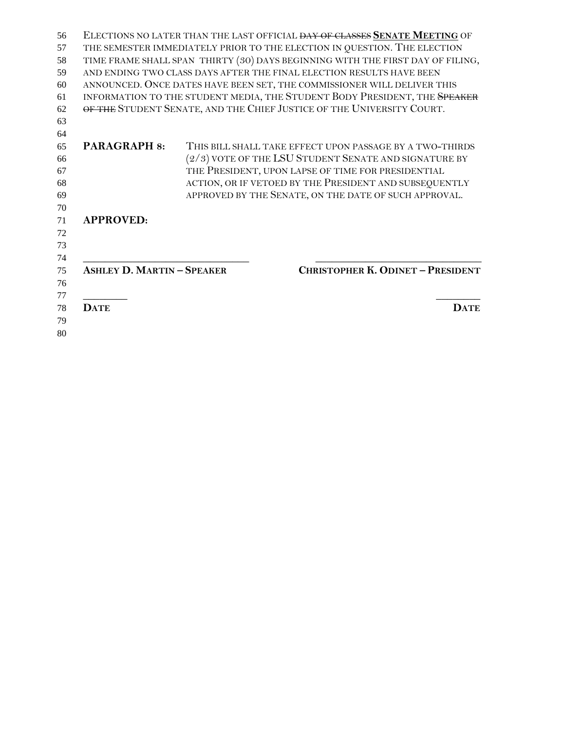ELECTIONS NO LATER THAN THE LAST OFFICIAL ~~DAY OF CLASSES~~ **SENATE MEETING** OF THE SEMESTER IMMEDIATELY PRIOR TO THE ELECTION IN QUESTION. THE ELECTION TIME FRAME SHALL SPAN THIRTY (30) DAYS BEGINNING WITH THE FIRST DAY OF FILING, AND ENDING TWO CLASS DAYS AFTER THE FINAL ELECTION RESULTS HAVE BEEN ANNOUNCED. ONCE DATES HAVE BEEN SET, THE COMMISSIONER WILL DELIVER THIS INFORMATION TO THE STUDENT MEDIA, THE STUDENT BODY PRESIDENT, THE ~~SPEAKER OF THE~~ STUDENT SENATE, AND THE CHIEF JUSTICE OF THE UNIVERSITY COURT.

**PARAGRAPH 8:** THIS BILL SHALL TAKE EFFECT UPON PASSAGE BY A TWO-THIRDS (2/3) VOTE OF THE LSU STUDENT SENATE AND SIGNATURE BY THE PRESIDENT, UPON LAPSE OF TIME FOR PRESIDENTIAL ACTION, OR IF VETOED BY THE PRESIDENT AND SUBSEQUENTLY APPROVED BY THE SENATE, ON THE DATE OF SUCH APPROVAL.

**APPROVED:**

_______________________________ _______________________________

**ASHLEY D. MARTIN – SPEAKER** **CHRISTOPHER K. ODINET – PRESIDENT**

________ ________

**DATE** **DATE**